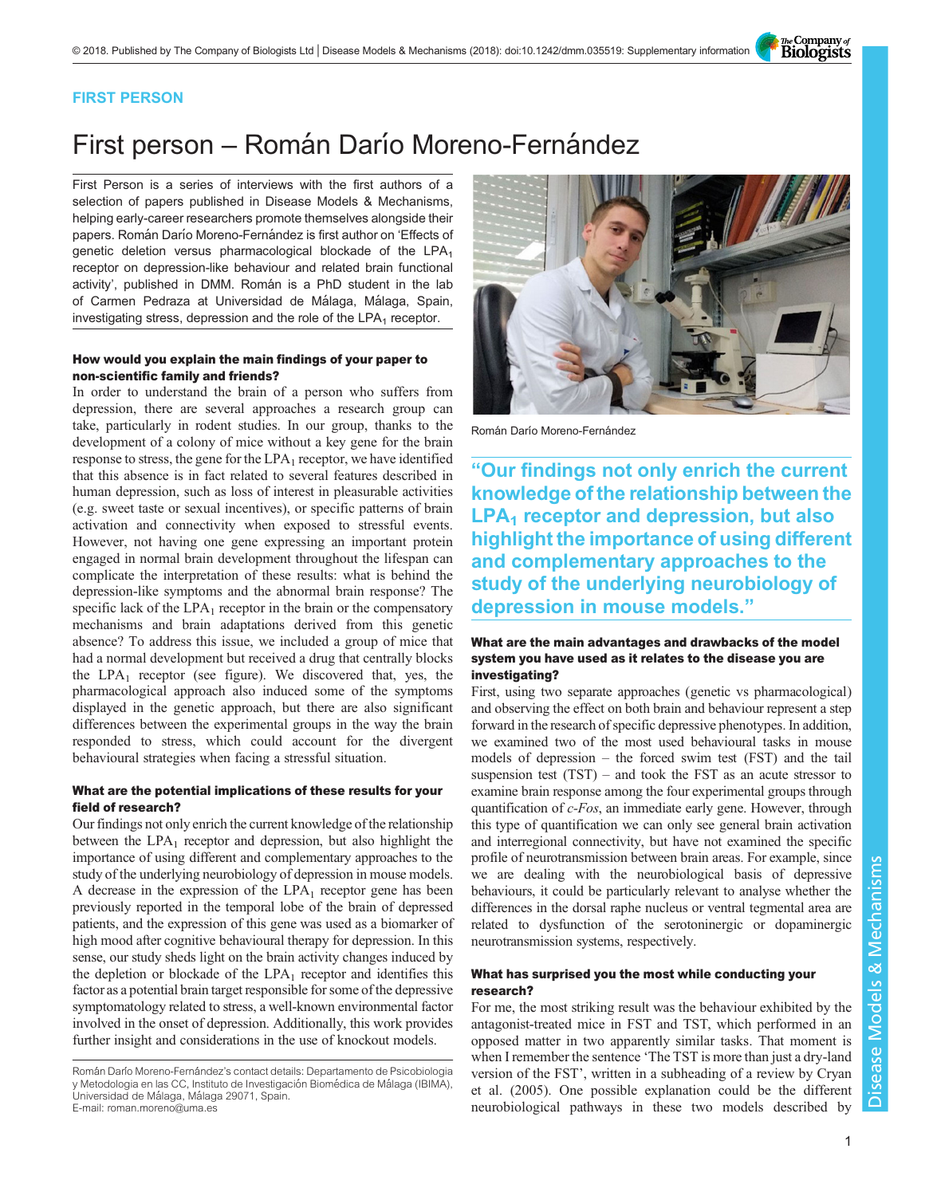FIRST PERSON

# First person – Román Darío Moreno-Fernández

First Person is a series of interviews with the first authors of a selection of papers published in Disease Models & Mechanisms, helping early-career researchers promote themselves alongside their papers. Román Darío Moreno-Fernández is first author on 'Effects of genetic deletion versus pharmacological blockade of the $LPA_1$ receptor on depression-like behaviour and related brain functional activity', published in DMM. Román is a PhD student in the lab of Carmen Pedraza at Universidad de Málaga, Málaga, Spain, investigating stress, depression and the role of the $LPA_1$ receptor.

Román Darío Moreno-Fernández

### How would you explain the main findings of your paper to non-scientific family and friends?

In order to understand the brain of a person who suffers from depression, there are several approaches a research group can take, particularly in rodent studies. In our group, thanks to the development of a colony of mice without a key gene for the brain response to stress, the gene for the $LPA_1$ receptor, we have identified that this absence is in fact related to several features described in human depression, such as loss of interest in pleasurable activities (e.g. sweet taste or sexual incentives), or specific patterns of brain activation and connectivity when exposed to stressful events. However, not having one gene expressing an important protein engaged in normal brain development throughout the lifespan can complicate the interpretation of these results: what is behind the depression-like symptoms and the abnormal brain response? The specific lack of the $LPA_1$ receptor in the brain or the compensatory mechanisms and brain adaptations derived from this genetic absence? To address this issue, we included a group of mice that had a normal development but received a drug that centrally blocks the $LPA_1$ receptor (see figure). We discovered that, yes, the pharmacological approach also induced some of the symptoms displayed in the genetic approach, but there are also significant differences between the experimental groups in the way the brain responded to stress, which could account for the divergent behavioural strategies when facing a stressful situation.

### What are the potential implications of these results for your field of research?

Our findings not only enrich the current knowledge of the relationship between the $LPA_1$ receptor and depression, but also highlight the importance of using different and complementary approaches to the study of the underlying neurobiology of depression in mouse models. A decrease in the expression of the $LPA_1$ receptor gene has been previously reported in the temporal lobe of the brain of depressed patients, and the expression of this gene was used as a biomarker of high mood after cognitive behavioural therapy for depression. In this sense, our study sheds light on the brain activity changes induced by the depletion or blockade of the $LPA_1$ receptor and identifies this factor as a potential brain target responsible for some of the depressive symptomatology related to stress, a well-known environmental factor involved in the onset of depression. Additionally, this work provides further insight and considerations in the use of knockout models.

"Our findings not only enrich the current knowledge of the relationship between the $LPA_1$ receptor and depression, but also highlight the importance of using different and complementary approaches to the study of the underlying neurobiology of depression in mouse models."

### What are the main advantages and drawbacks of the model system you have used as it relates to the disease you are investigating?

First, using two separate approaches (genetic vs pharmacological) and observing the effect on both brain and behaviour represent a step forward in the research of specific depressive phenotypes. In addition, we examined two of the most used behavioural tasks in mouse models of depression – the forced swim test (FST) and the tail suspension test (TST) – and took the FST as an acute stressor to examine brain response among the four experimental groups through quantification of *c-Fos*, an immediate early gene. However, through this type of quantification we can only see general brain activation and interregional connectivity, but have not examined the specific profile of neurotransmission between brain areas. For example, since we are dealing with the neurobiological basis of depressive behaviours, it could be particularly relevant to analyse whether the differences in the dorsal raphe nucleus or ventral tegmental area are related to dysfunction of the serotoninergic or dopaminergic neurotransmission systems, respectively.

### What has surprised you the most while conducting your research?

For me, the most striking result was the behaviour exhibited by the antagonist-treated mice in FST and TST, which performed in an opposed matter in two apparently similar tasks. That moment is when I remember the sentence 'The TST is more than just a dry-land version of the FST', written in a subheading of a review by Cryan et al. (2005). One possible explanation could be the different neurobiological pathways in these two models described by

Román Darío Moreno-Fernández's contact details: Departamento de Psicobiologia y Metodologia en las CC, Instituto de Investigación Biomédica de Málaga (IBIMA), Universidad de Málaga, Málaga 29071, Spain.
E-mail: roman.moreno@uma.es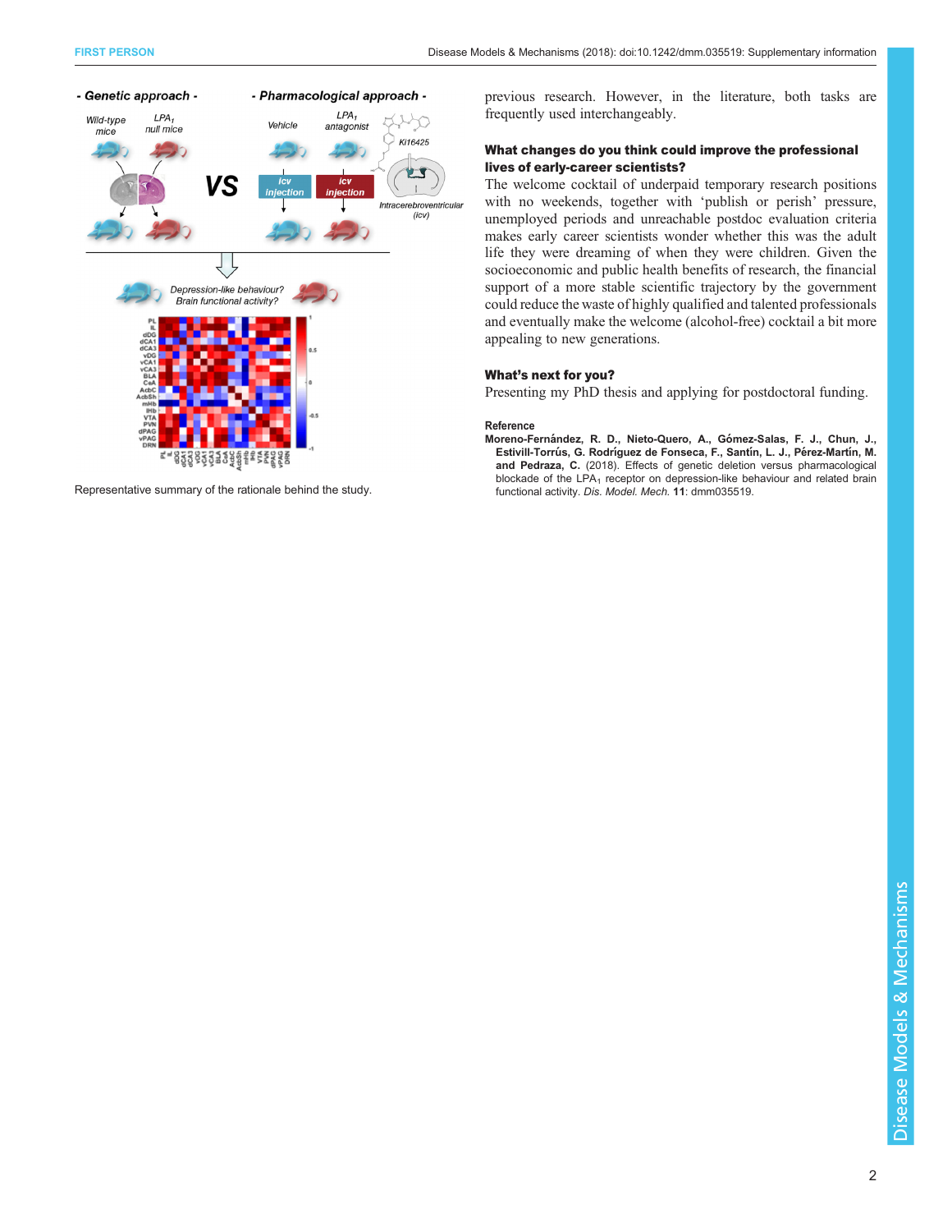- Genetic approach -

Wild-type mice

$LPA_1$ null mice

VS

- Pharmacological approach -

Vehicle

$LPA_1$ antagonist

Ki16425

icv injection

icv injection

Intracerebroventricular (icv)

Depression-like behaviour?
Brain functional activity?

PL
IL
dDG
dCA1
dCA3
vDG
vCA1
vCA3
BLA
CeA
AcbC
AcbSh
mHb
lHb
VTA
PVN
dPAG
vPAG
DRN

1
0.5
0
-0.5
-1

Representative summary of the rationale behind the study.

previous research. However, in the literature, both tasks are frequently used interchangeably.

### What changes do you think could improve the professional lives of early-career scientists?

The welcome cocktail of underpaid temporary research positions with no weekends, together with 'publish or perish' pressure, unemployed periods and unreachable postdoc evaluation criteria makes early career scientists wonder whether this was the adult life they were dreaming of when they were children. Given the socioeconomic and public health benefits of research, the financial support of a more stable scientific trajectory by the government could reduce the waste of highly qualified and talented professionals and eventually make the welcome (alcohol-free) cocktail a bit more appealing to new generations.

### What's next for you?

Presenting my PhD thesis and applying for postdoctoral funding.

#### Reference

**Moreno-Fernández, R. D., Nieto-Quero, A., Gómez-Salas, F. J., Chun, J., Estivill-Torrús, G. Rodríguez de Fonseca, F., Santín, L. J., Pérez-Martín, M. and Pedraza, C.** (2018). Effects of genetic deletion versus pharmacological blockade of the $LPA_1$ receptor on depression-like behaviour and related brain functional activity. *Dis. Model. Mech.* **11**: dmm035519.